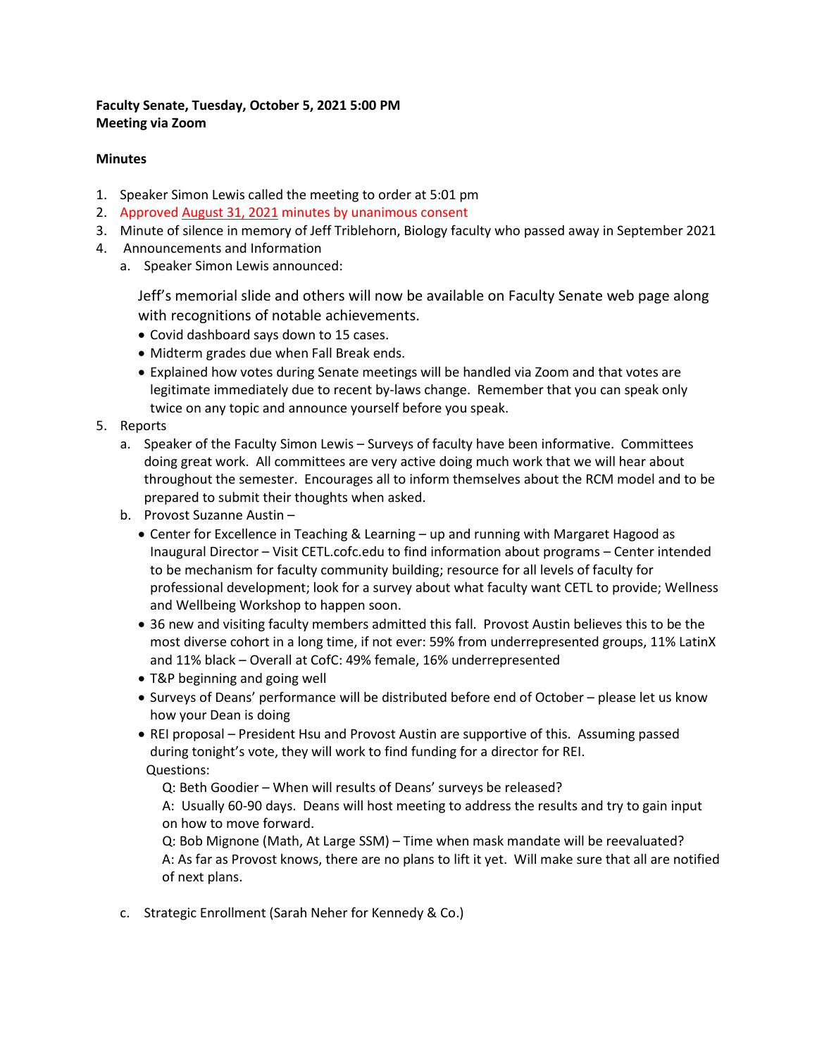**Faculty Senate, Tuesday, October 5, 2021 5:00 PM**
**Meeting via Zoom**

**Minutes**

1. Speaker Simon Lewis called the meeting to order at 5:01 pm
2. Approved August 31, 2021 minutes by unanimous consent
3. Minute of silence in memory of Jeff Triblehorn, Biology faculty who passed away in September 2021
4. Announcements and Information
   a. Speaker Simon Lewis announced:

      Jeff's memorial slide and others will now be available on Faculty Senate web page along with recognitions of notable achievements.

      - Covid dashboard says down to 15 cases.
      - Midterm grades due when Fall Break ends.
      - Explained how votes during Senate meetings will be handled via Zoom and that votes are legitimate immediately due to recent by-laws change. Remember that you can speak only twice on any topic and announce yourself before you speak.
5. Reports
   a. Speaker of the Faculty Simon Lewis – Surveys of faculty have been informative. Committees doing great work. All committees are very active doing much work that we will hear about throughout the semester. Encourages all to inform themselves about the RCM model and to be prepared to submit their thoughts when asked.
   b. Provost Suzanne Austin –
      - Center for Excellence in Teaching & Learning – up and running with Margaret Hagood as Inaugural Director – Visit CETL.cofc.edu to find information about programs – Center intended to be mechanism for faculty community building; resource for all levels of faculty for professional development; look for a survey about what faculty want CETL to provide; Wellness and Wellbeing Workshop to happen soon.
      - 36 new and visiting faculty members admitted this fall. Provost Austin believes this to be the most diverse cohort in a long time, if not ever: 59% from underrepresented groups, 11% LatinX and 11% black – Overall at CofC: 49% female, 16% underrepresented
      - T&P beginning and going well
      - Surveys of Deans' performance will be distributed before end of October – please let us know how your Dean is doing
      - REI proposal – President Hsu and Provost Austin are supportive of this. Assuming passed during tonight's vote, they will work to find funding for a director for REI.

      Questions:

      Q: Beth Goodier – When will results of Deans' surveys be released?

      A: Usually 60-90 days. Deans will host meeting to address the results and try to gain input on how to move forward.

      Q: Bob Mignone (Math, At Large SSM) – Time when mask mandate will be reevaluated?

      A: As far as Provost knows, there are no plans to lift it yet. Will make sure that all are notified of next plans.

   c. Strategic Enrollment (Sarah Neher for Kennedy & Co.)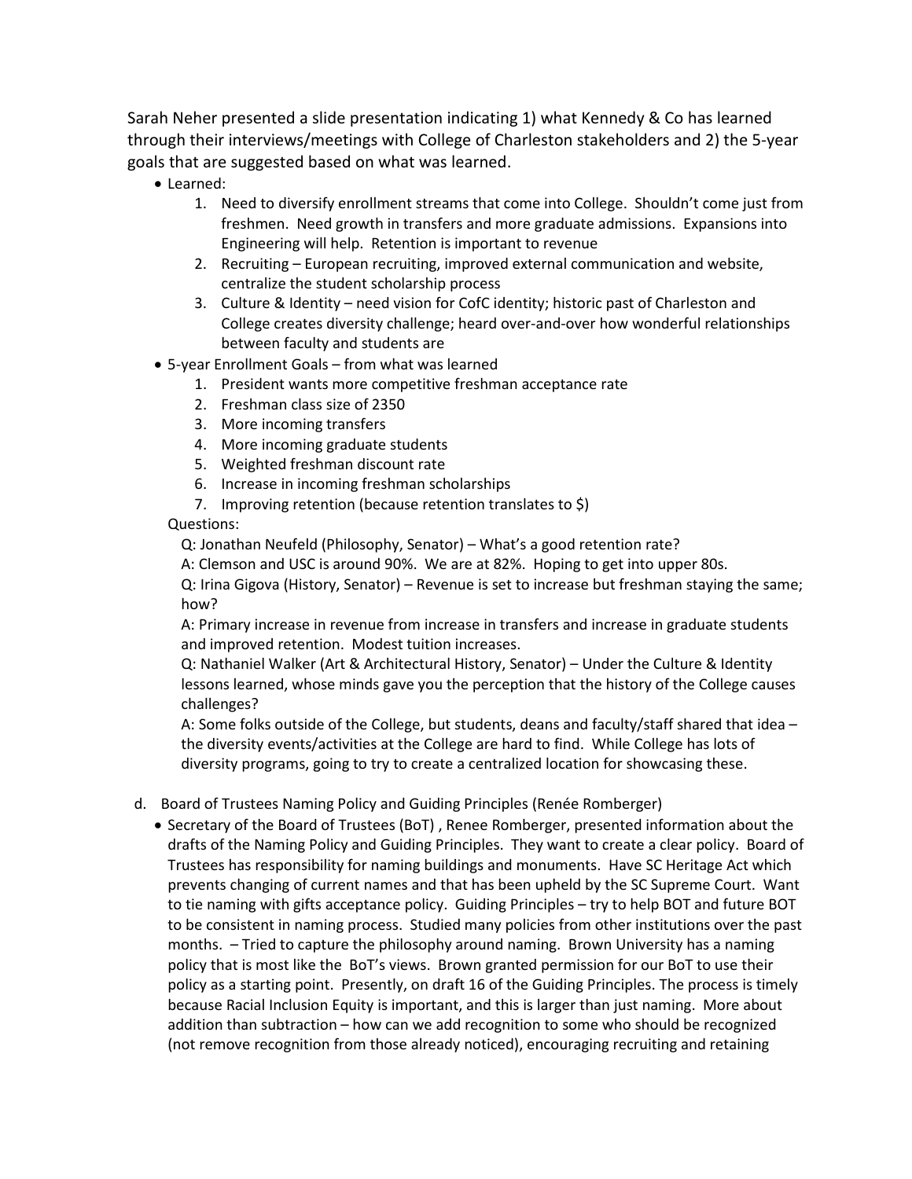Sarah Neher presented a slide presentation indicating 1) what Kennedy & Co has learned through their interviews/meetings with College of Charleston stakeholders and 2) the 5-year goals that are suggested based on what was learned.

- Learned:
    1. Need to diversify enrollment streams that come into College. Shouldn't come just from freshmen. Need growth in transfers and more graduate admissions. Expansions into Engineering will help. Retention is important to revenue
    2. Recruiting – European recruiting, improved external communication and website, centralize the student scholarship process
    3. Culture & Identity – need vision for CofC identity; historic past of Charleston and College creates diversity challenge; heard over-and-over how wonderful relationships between faculty and students are
- 5-year Enrollment Goals – from what was learned
    1. President wants more competitive freshman acceptance rate
    2. Freshman class size of 2350
    3. More incoming transfers
    4. More incoming graduate students
    5. Weighted freshman discount rate
    6. Increase in incoming freshman scholarships
    7. Improving retention (because retention translates to $)

  Questions:

  Q: Jonathan Neufeld (Philosophy, Senator) – What's a good retention rate?

  A: Clemson and USC is around 90%. We are at 82%. Hoping to get into upper 80s.

  Q: Irina Gigova (History, Senator) – Revenue is set to increase but freshman staying the same; how?

  A: Primary increase in revenue from increase in transfers and increase in graduate students and improved retention. Modest tuition increases.

  Q: Nathaniel Walker (Art & Architectural History, Senator) – Under the Culture & Identity lessons learned, whose minds gave you the perception that the history of the College causes challenges?

  A: Some folks outside of the College, but students, deans and faculty/staff shared that idea – the diversity events/activities at the College are hard to find. While College has lots of diversity programs, going to try to create a centralized location for showcasing these.

d. Board of Trustees Naming Policy and Guiding Principles (Renée Romberger)

- Secretary of the Board of Trustees (BoT) , Renee Romberger, presented information about the drafts of the Naming Policy and Guiding Principles. They want to create a clear policy. Board of Trustees has responsibility for naming buildings and monuments. Have SC Heritage Act which prevents changing of current names and that has been upheld by the SC Supreme Court. Want to tie naming with gifts acceptance policy. Guiding Principles – try to help BOT and future BOT to be consistent in naming process. Studied many policies from other institutions over the past months. – Tried to capture the philosophy around naming. Brown University has a naming policy that is most like the BoT's views. Brown granted permission for our BoT to use their policy as a starting point. Presently, on draft 16 of the Guiding Principles. The process is timely because Racial Inclusion Equity is important, and this is larger than just naming. More about addition than subtraction – how can we add recognition to some who should be recognized (not remove recognition from those already noticed), encouraging recruiting and retaining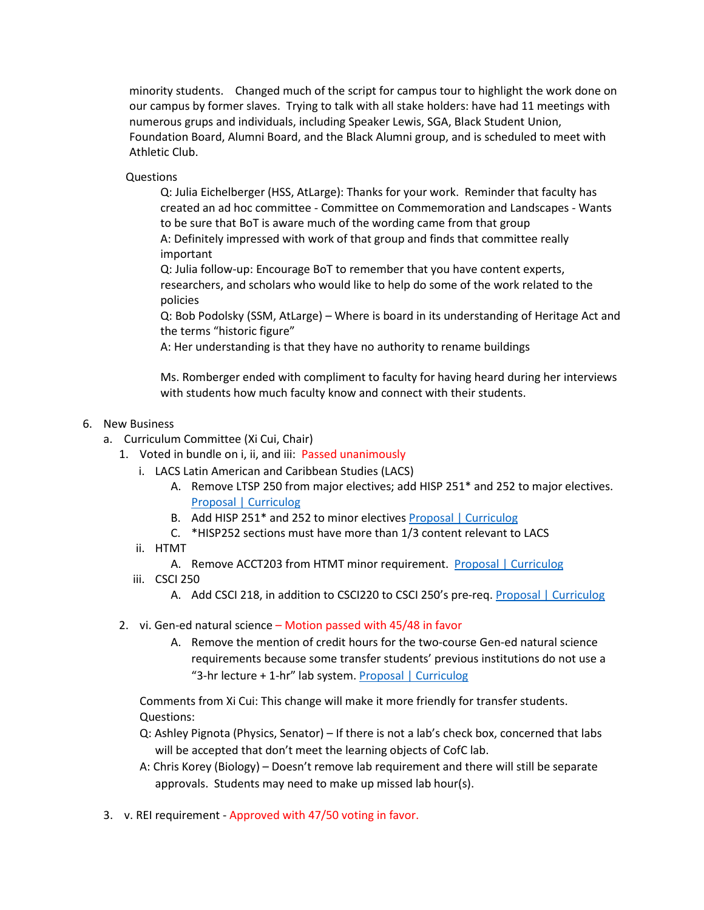minority students. Changed much of the script for campus tour to highlight the work done on our campus by former slaves. Trying to talk with all stake holders: have had 11 meetings with numerous grups and individuals, including Speaker Lewis, SGA, Black Student Union, Foundation Board, Alumni Board, and the Black Alumni group, and is scheduled to meet with Athletic Club.

Questions

Q: Julia Eichelberger (HSS, AtLarge): Thanks for your work. Reminder that faculty has created an ad hoc committee - Committee on Commemoration and Landscapes - Wants to be sure that BoT is aware much of the wording came from that group

A: Definitely impressed with work of that group and finds that committee really important

Q: Julia follow-up: Encourage BoT to remember that you have content experts, researchers, and scholars who would like to help do some of the work related to the policies

Q: Bob Podolsky (SSM, AtLarge) – Where is board in its understanding of Heritage Act and the terms "historic figure"

A: Her understanding is that they have no authority to rename buildings

Ms. Romberger ended with compliment to faculty for having heard during her interviews with students how much faculty know and connect with their students.

6. New Business
   a. Curriculum Committee (Xi Cui, Chair)
      1. Voted in bundle on i, ii, and iii: Passed unanimously
         i. LACS Latin American and Caribbean Studies (LACS)
            A. Remove LTSP 250 from major electives; add HISP 251* and 252 to major electives. Proposal | Curriculog
            B. Add HISP 251* and 252 to minor electives Proposal | Curriculog
            C. *HISP252 sections must have more than 1/3 content relevant to LACS
         ii. HTMT
            A. Remove ACCT203 from HTMT minor requirement. Proposal | Curriculog
         iii. CSCI 250
            A. Add CSCI 218, in addition to CSCI220 to CSCI 250's pre-req. Proposal | Curriculog
      2. vi. Gen-ed natural science – Motion passed with 45/48 in favor
            A. Remove the mention of credit hours for the two-course Gen-ed natural science requirements because some transfer students' previous institutions do not use a "3-hr lecture + 1-hr" lab system. Proposal | Curriculog

         Comments from Xi Cui: This change will make it more friendly for transfer students.

         Questions:

         Q: Ashley Pignota (Physics, Senator) – If there is not a lab's check box, concerned that labs will be accepted that don't meet the learning objects of CofC lab.

         A: Chris Korey (Biology) – Doesn't remove lab requirement and there will still be separate approvals. Students may need to make up missed lab hour(s).

   3. v. REI requirement - Approved with 47/50 voting in favor.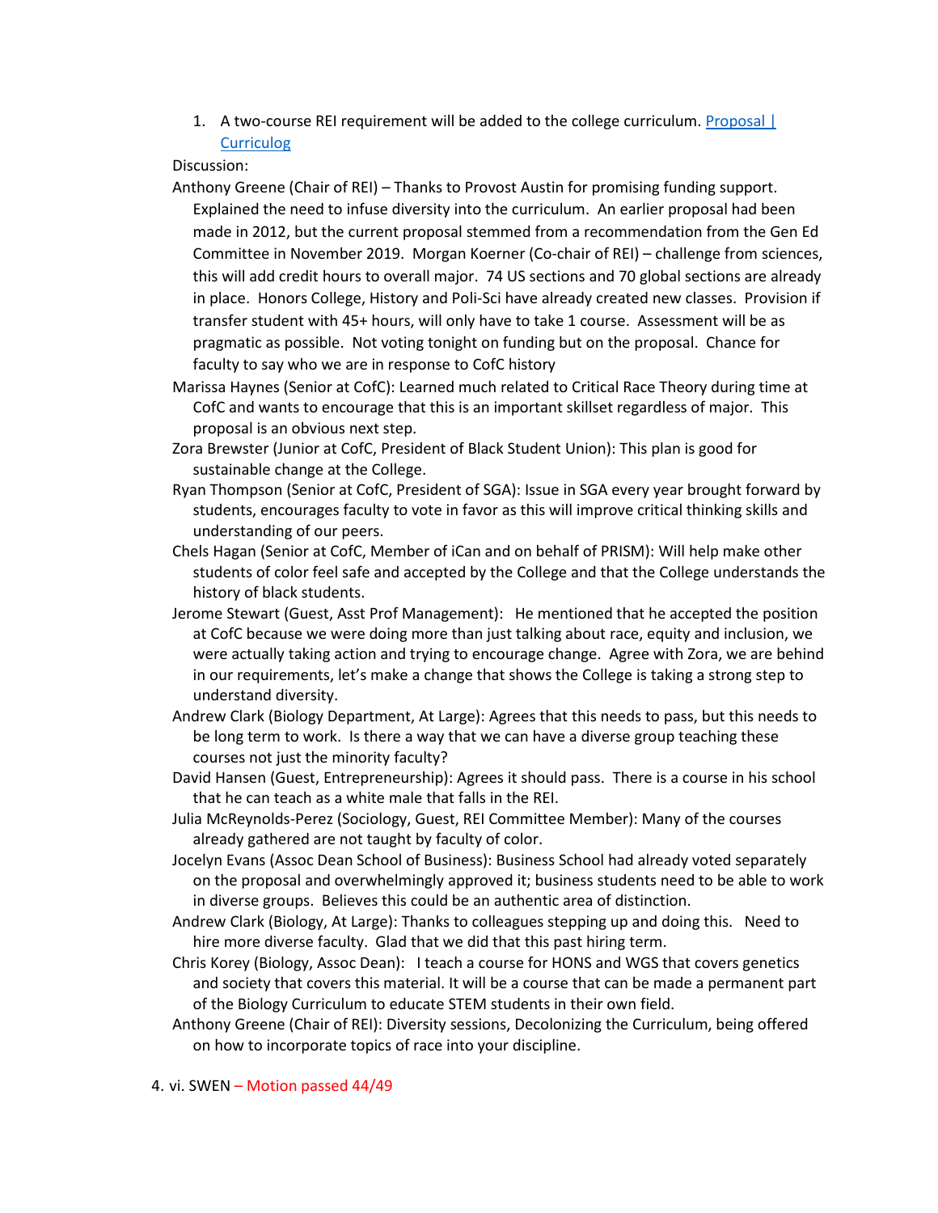1. A two-course REI requirement will be added to the college curriculum. [Proposal | Curriculog]

Discussion:

Anthony Greene (Chair of REI) – Thanks to Provost Austin for promising funding support. Explained the need to infuse diversity into the curriculum. An earlier proposal had been made in 2012, but the current proposal stemmed from a recommendation from the Gen Ed Committee in November 2019. Morgan Koerner (Co-chair of REI) – challenge from sciences, this will add credit hours to overall major. 74 US sections and 70 global sections are already in place. Honors College, History and Poli-Sci have already created new classes. Provision if transfer student with 45+ hours, will only have to take 1 course. Assessment will be as pragmatic as possible. Not voting tonight on funding but on the proposal. Chance for faculty to say who we are in response to CofC history

Marissa Haynes (Senior at CofC): Learned much related to Critical Race Theory during time at CofC and wants to encourage that this is an important skillset regardless of major. This proposal is an obvious next step.

Zora Brewster (Junior at CofC, President of Black Student Union): This plan is good for sustainable change at the College.

Ryan Thompson (Senior at CofC, President of SGA): Issue in SGA every year brought forward by students, encourages faculty to vote in favor as this will improve critical thinking skills and understanding of our peers.

Chels Hagan (Senior at CofC, Member of iCan and on behalf of PRISM): Will help make other students of color feel safe and accepted by the College and that the College understands the history of black students.

Jerome Stewart (Guest, Asst Prof Management): He mentioned that he accepted the position at CofC because we were doing more than just talking about race, equity and inclusion, we were actually taking action and trying to encourage change. Agree with Zora, we are behind in our requirements, let's make a change that shows the College is taking a strong step to understand diversity.

Andrew Clark (Biology Department, At Large): Agrees that this needs to pass, but this needs to be long term to work. Is there a way that we can have a diverse group teaching these courses not just the minority faculty?

David Hansen (Guest, Entrepreneurship): Agrees it should pass. There is a course in his school that he can teach as a white male that falls in the REI.

Julia McReynolds-Perez (Sociology, Guest, REI Committee Member): Many of the courses already gathered are not taught by faculty of color.

Jocelyn Evans (Assoc Dean School of Business): Business School had already voted separately on the proposal and overwhelmingly approved it; business students need to be able to work in diverse groups. Believes this could be an authentic area of distinction.

Andrew Clark (Biology, At Large): Thanks to colleagues stepping up and doing this. Need to hire more diverse faculty. Glad that we did that this past hiring term.

Chris Korey (Biology, Assoc Dean): I teach a course for HONS and WGS that covers genetics and society that covers this material. It will be a course that can be made a permanent part of the Biology Curriculum to educate STEM students in their own field.

Anthony Greene (Chair of REI): Diversity sessions, Decolonizing the Curriculum, being offered on how to incorporate topics of race into your discipline.

4. vi. SWEN – Motion passed 44/49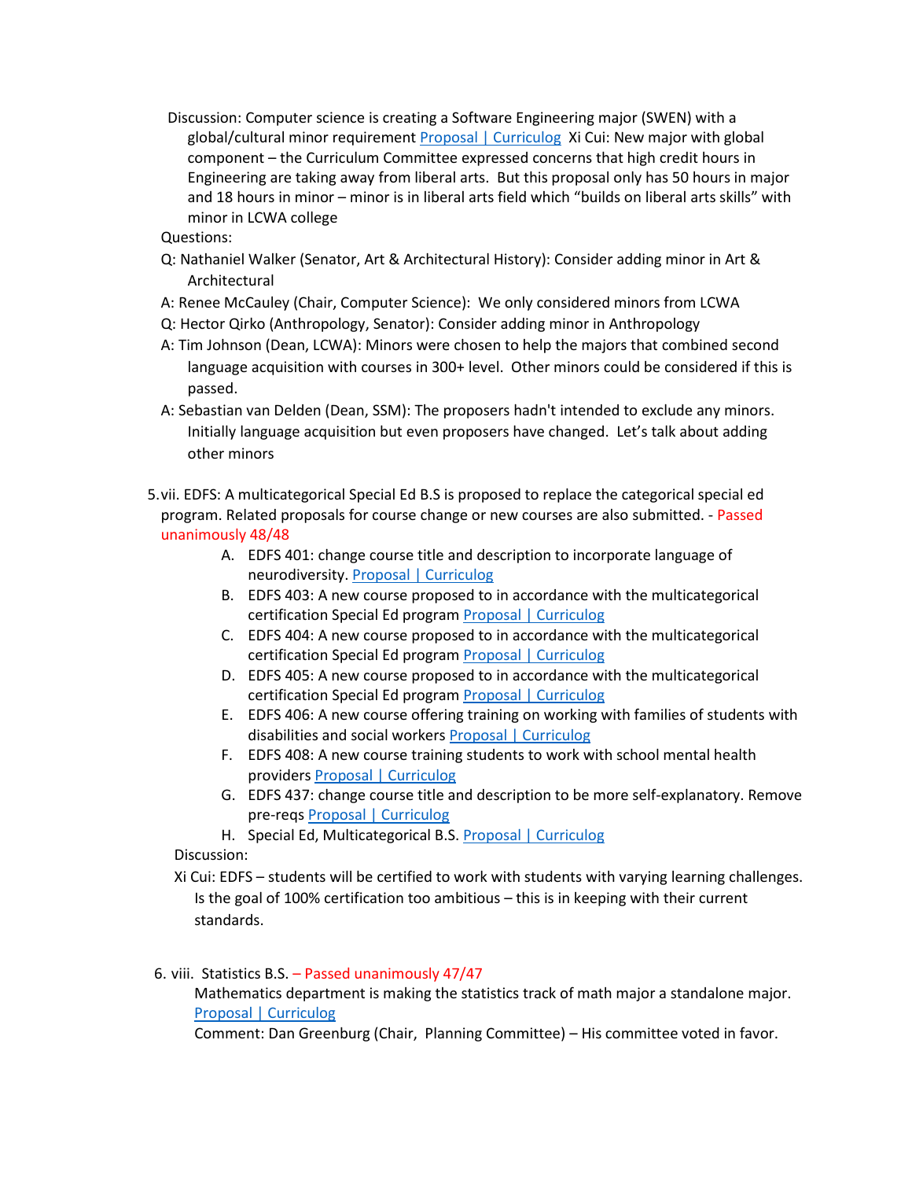Discussion: Computer science is creating a Software Engineering major (SWEN) with a global/cultural minor requirement Proposal | Curriculog Xi Cui: New major with global component – the Curriculum Committee expressed concerns that high credit hours in Engineering are taking away from liberal arts. But this proposal only has 50 hours in major and 18 hours in minor – minor is in liberal arts field which "builds on liberal arts skills" with minor in LCWA college

Questions:

Q: Nathaniel Walker (Senator, Art & Architectural History): Consider adding minor in Art & Architectural

A: Renee McCauley (Chair, Computer Science): We only considered minors from LCWA

Q: Hector Qirko (Anthropology, Senator): Consider adding minor in Anthropology

A: Tim Johnson (Dean, LCWA): Minors were chosen to help the majors that combined second language acquisition with courses in 300+ level. Other minors could be considered if this is passed.

A: Sebastian van Delden (Dean, SSM): The proposers hadn't intended to exclude any minors. Initially language acquisition but even proposers have changed. Let's talk about adding other minors

5. vii. EDFS: A multicategorical Special Ed B.S is proposed to replace the categorical special ed program. Related proposals for course change or new courses are also submitted. - Passed unanimously 48/48

   A. EDFS 401: change course title and description to incorporate language of neurodiversity. Proposal | Curriculog
   B. EDFS 403: A new course proposed to in accordance with the multicategorical certification Special Ed program Proposal | Curriculog
   C. EDFS 404: A new course proposed to in accordance with the multicategorical certification Special Ed program Proposal | Curriculog
   D. EDFS 405: A new course proposed to in accordance with the multicategorical certification Special Ed program Proposal | Curriculog
   E. EDFS 406: A new course offering training on working with families of students with disabilities and social workers Proposal | Curriculog
   F. EDFS 408: A new course training students to work with school mental health providers Proposal | Curriculog
   G. EDFS 437: change course title and description to be more self-explanatory. Remove pre-reqs Proposal | Curriculog
   H. Special Ed, Multicategorical B.S. Proposal | Curriculog

   Discussion:

   Xi Cui: EDFS – students will be certified to work with students with varying learning challenges. Is the goal of 100% certification too ambitious – this is in keeping with their current standards.

6. viii. Statistics B.S. – Passed unanimously 47/47

   Mathematics department is making the statistics track of math major a standalone major. Proposal | Curriculog

   Comment: Dan Greenburg (Chair, Planning Committee) – His committee voted in favor.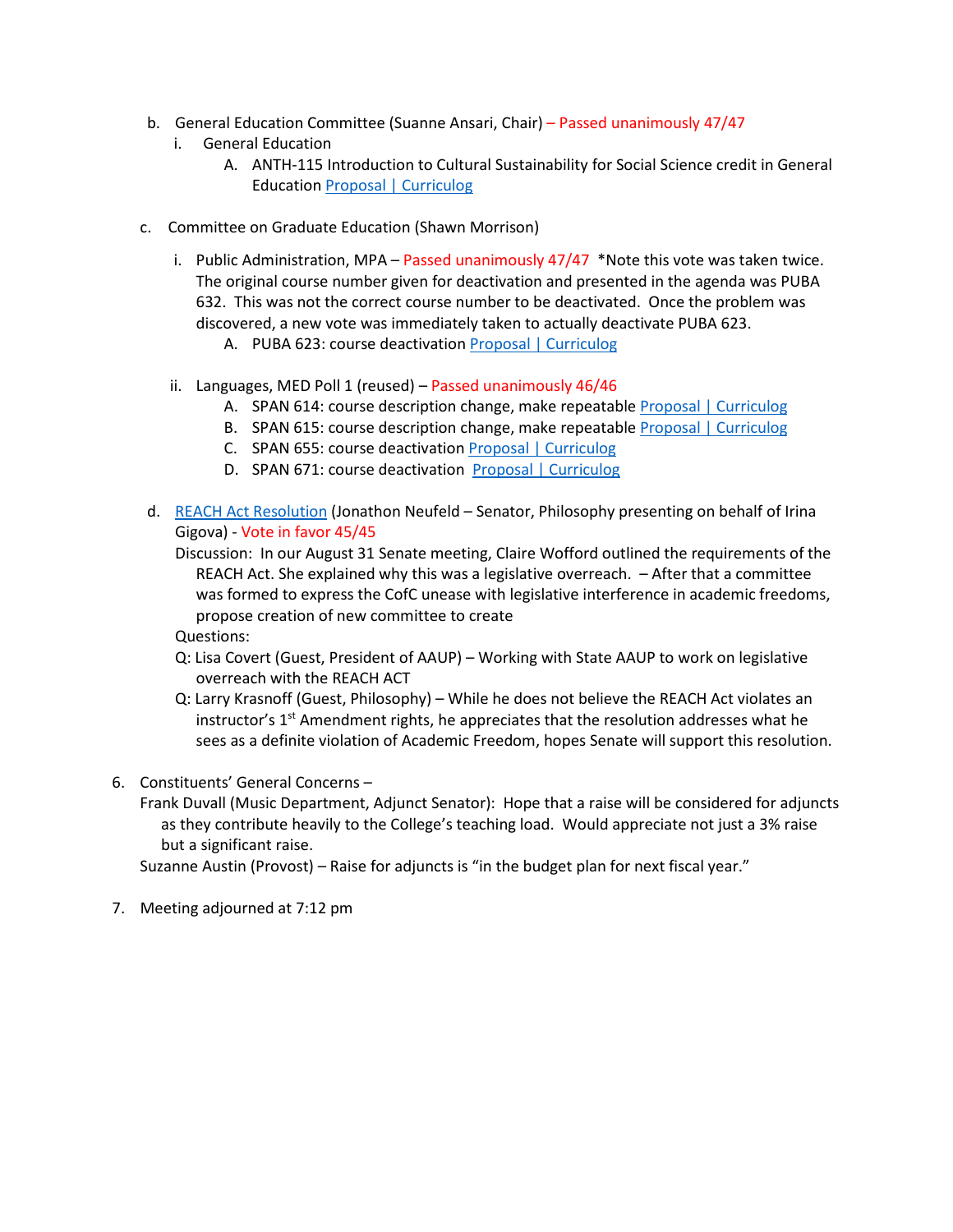b. General Education Committee (Suanne Ansari, Chair) – Passed unanimously 47/47
   i. General Education
      A. ANTH-115 Introduction to Cultural Sustainability for Social Science credit in General Education Proposal | Curriculog

c. Committee on Graduate Education (Shawn Morrison)

   i. Public Administration, MPA – Passed unanimously 47/47 *Note this vote was taken twice. The original course number given for deactivation and presented in the agenda was PUBA 632. This was not the correct course number to be deactivated. Once the problem was discovered, a new vote was immediately taken to actually deactivate PUBA 623.
      A. PUBA 623: course deactivation Proposal | Curriculog

   ii. Languages, MED Poll 1 (reused) – Passed unanimously 46/46
      A. SPAN 614: course description change, make repeatable Proposal | Curriculog
      B. SPAN 615: course description change, make repeatable Proposal | Curriculog
      C. SPAN 655: course deactivation Proposal | Curriculog
      D. SPAN 671: course deactivation Proposal | Curriculog

d. REACH Act Resolution (Jonathon Neufeld – Senator, Philosophy presenting on behalf of Irina Gigova) - Vote in favor 45/45

   Discussion: In our August 31 Senate meeting, Claire Wofford outlined the requirements of the REACH Act. She explained why this was a legislative overreach. – After that a committee was formed to express the CofC unease with legislative interference in academic freedoms, propose creation of new committee to create

   Questions:

   Q: Lisa Covert (Guest, President of AAUP) – Working with State AAUP to work on legislative overreach with the REACH ACT

   Q: Larry Krasnoff (Guest, Philosophy) – While he does not believe the REACH Act violates an instructor's 1st Amendment rights, he appreciates that the resolution addresses what he sees as a definite violation of Academic Freedom, hopes Senate will support this resolution.

6. Constituents' General Concerns –

   Frank Duvall (Music Department, Adjunct Senator): Hope that a raise will be considered for adjuncts as they contribute heavily to the College's teaching load. Would appreciate not just a 3% raise but a significant raise.

   Suzanne Austin (Provost) – Raise for adjuncts is "in the budget plan for next fiscal year."

7. Meeting adjourned at 7:12 pm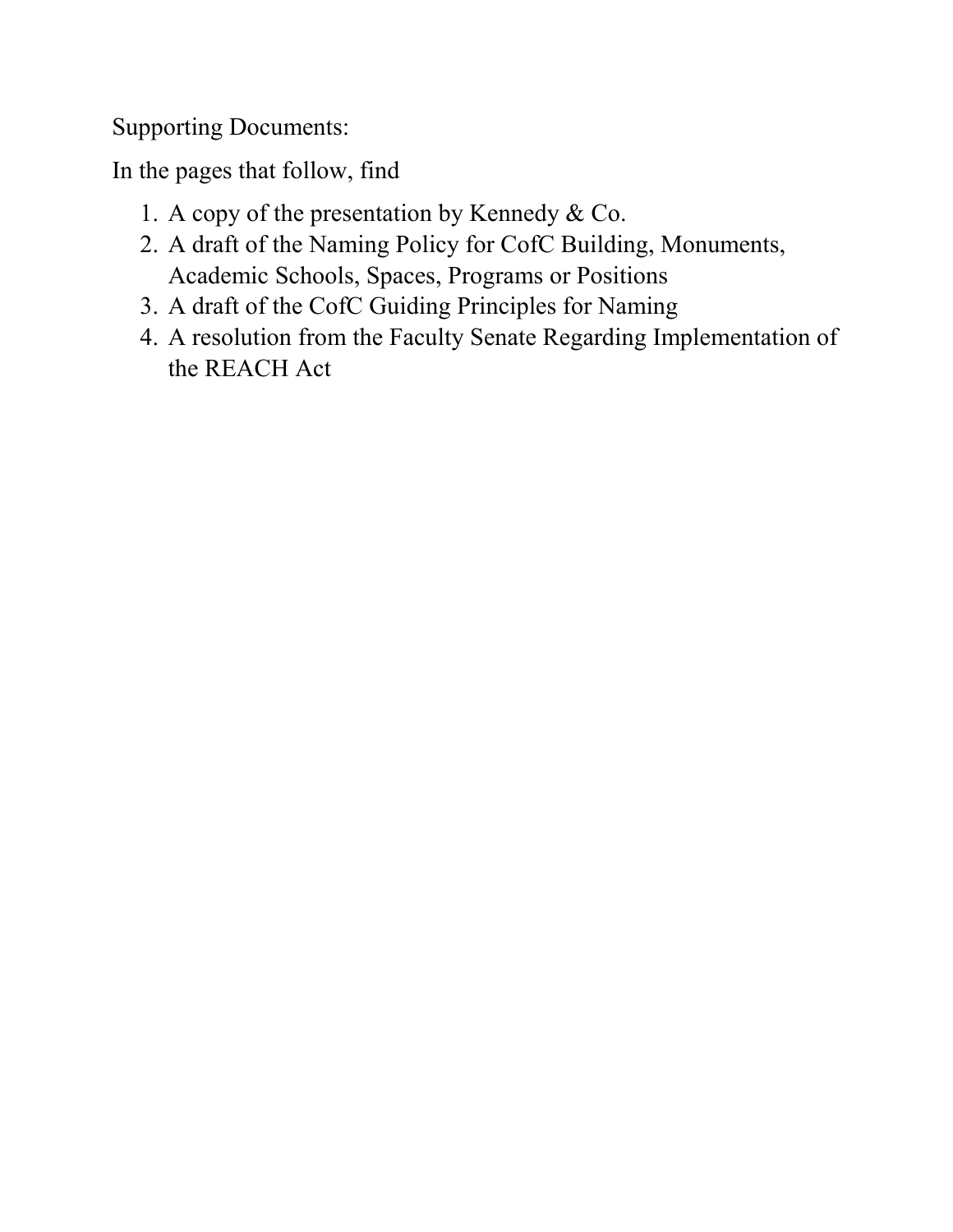Supporting Documents:

In the pages that follow, find

1. A copy of the presentation by Kennedy & Co.
2. A draft of the Naming Policy for CofC Building, Monuments, Academic Schools, Spaces, Programs or Positions
3. A draft of the CofC Guiding Principles for Naming
4. A resolution from the Faculty Senate Regarding Implementation of the REACH Act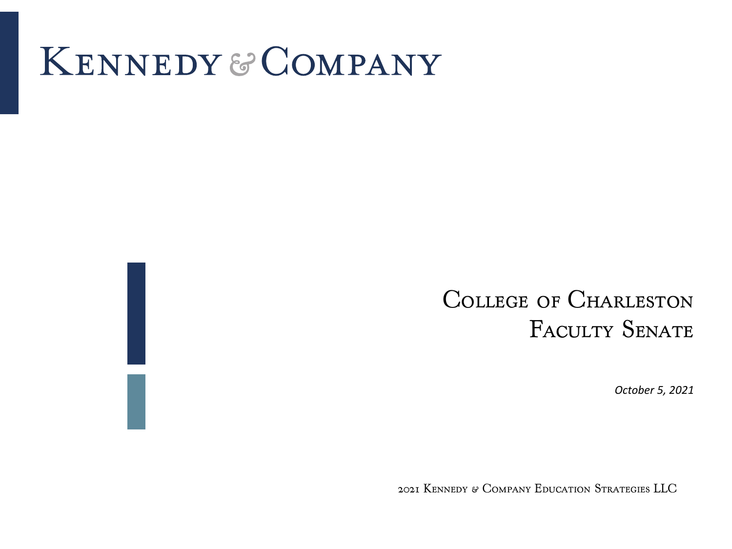# Kennedy & Company

## College of Charleston Faculty Senate

*October 5, 2021*

2021 Kennedy & Company Education Strategies LLC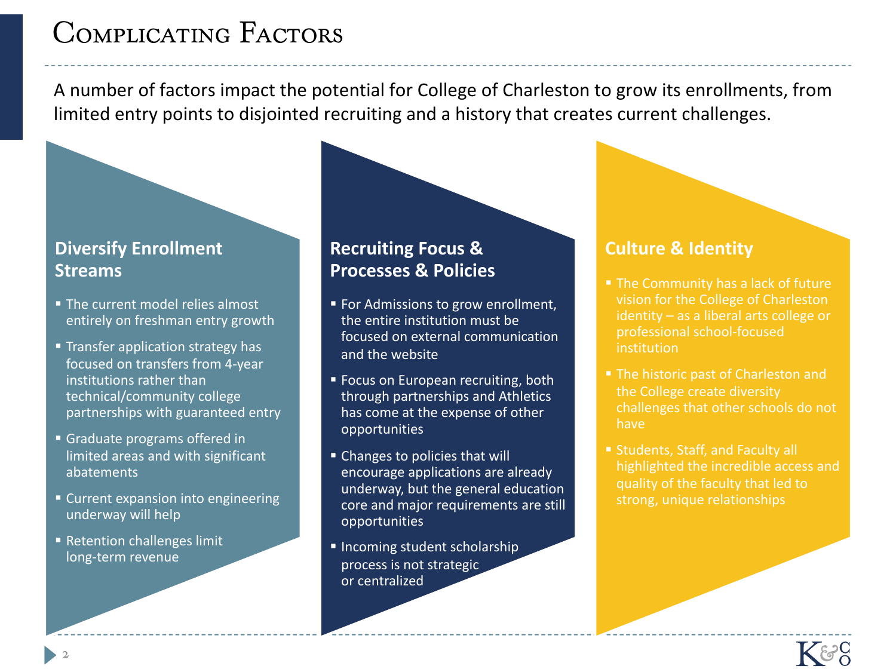# Complicating Factors

A number of factors impact the potential for College of Charleston to grow its enrollments, from limited entry points to disjointed recruiting and a history that creates current challenges.

## Diversify Enrollment Streams

- The current model relies almost entirely on freshman entry growth
- Transfer application strategy has focused on transfers from 4-year institutions rather than technical/community college partnerships with guaranteed entry
- Graduate programs offered in limited areas and with significant abatements
- Current expansion into engineering underway will help
- Retention challenges limit long-term revenue

## Recruiting Focus & Processes & Policies

- For Admissions to grow enrollment, the entire institution must be focused on external communication and the website
- Focus on European recruiting, both through partnerships and Athletics has come at the expense of other opportunities
- Changes to policies that will encourage applications are already underway, but the general education core and major requirements are still opportunities
- Incoming student scholarship process is not strategic or centralized

## Culture & Identity

- The Community has a lack of future vision for the College of Charleston identity – as a liberal arts college or professional school-focused institution
- The historic past of Charleston and the College create diversity challenges that other schools do not have
- Students, Staff, and Faculty all highlighted the incredible access and quality of the faculty that led to strong, unique relationships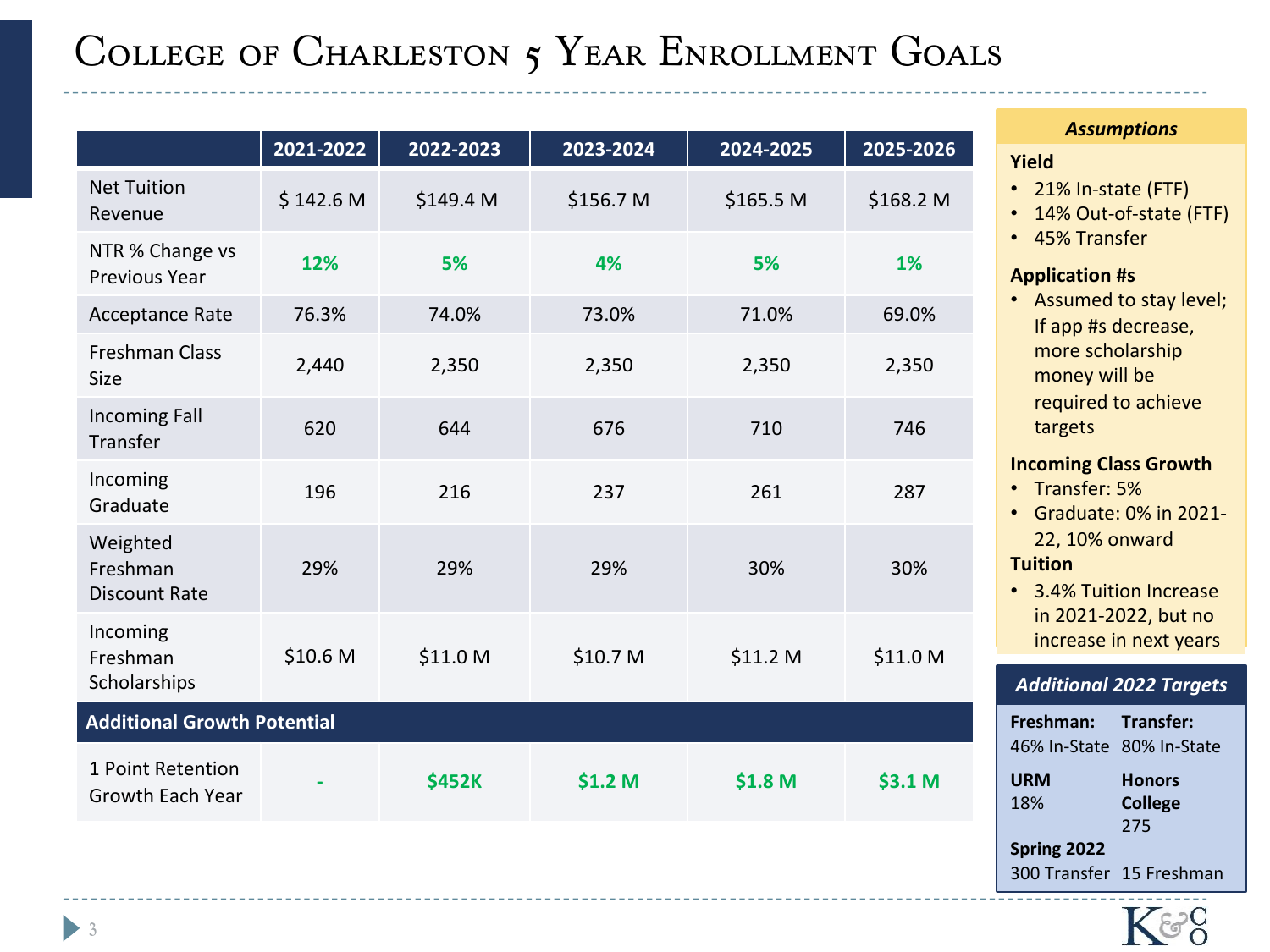# College of Charleston 5 Year Enrollment Goals

| | 2021-2022 | 2022-2023 | 2023-2024 | 2024-2025 | 2025-2026 |
|---|---|---|---|---|---|
| Net Tuition Revenue | $ 142.6 M | $149.4 M | $156.7 M | $165.5 M | $168.2 M |
| NTR % Change vs Previous Year | **12%** | **5%** | **4%** | **5%** | **1%** |
| Acceptance Rate | 76.3% | 74.0% | 73.0% | 71.0% | 69.0% |
| Freshman Class Size | 2,440 | 2,350 | 2,350 | 2,350 | 2,350 |
| Incoming Fall Transfer | 620 | 644 | 676 | 710 | 746 |
| Incoming Graduate | 196 | 216 | 237 | 261 | 287 |
| Weighted Freshman Discount Rate | 29% | 29% | 29% | 30% | 30% |
| Incoming Freshman Scholarships | $10.6 M | $11.0 M | $10.7 M | $11.2 M | $11.0 M |
| **Additional Growth Potential** | | | | | |
| 1 Point Retention Growth Each Year | **-** | **$452K** | **$1.2 M** | **$1.8 M** | **$3.1 M** |

### *Assumptions*

**Yield**

- 21% In-state (FTF)
- 14% Out-of-state (FTF)
- 45% Transfer

**Application #s**

- Assumed to stay level; If app #s decrease, more scholarship money will be required to achieve targets

**Incoming Class Growth**

- Transfer: 5%
- Graduate: 0% in 2021-22, 10% onward

**Tuition**

- 3.4% Tuition Increase in 2021-2022, but no increase in next years

### *Additional 2022 Targets*

**Freshman:** 46% In-State

**Transfer:** 80% In-State

**URM** 18%

**Honors College** 275

**Spring 2022** 300 Transfer 15 Freshman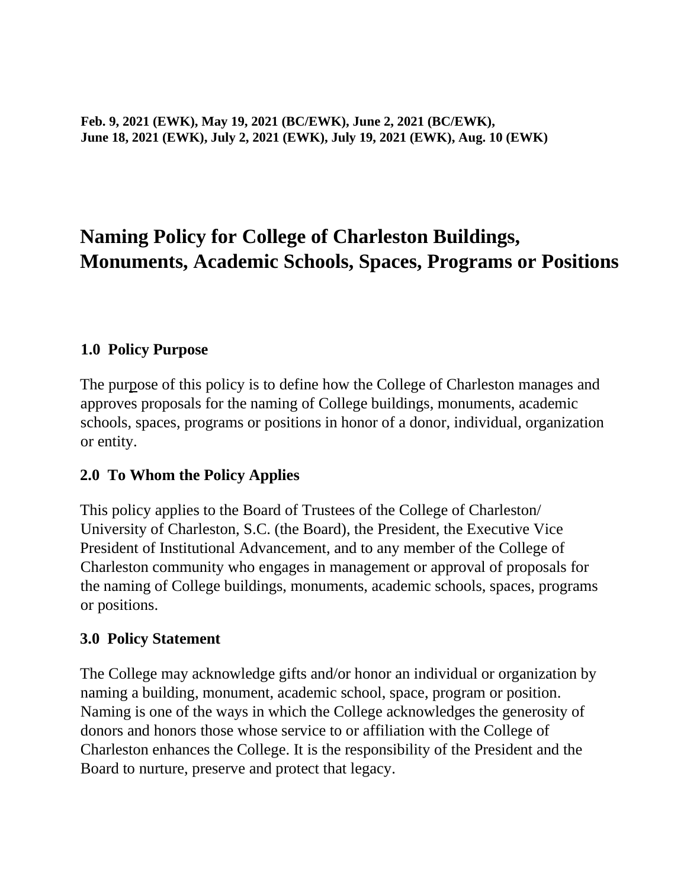**Feb. 9, 2021 (EWK), May 19, 2021 (BC/EWK), June 2, 2021 (BC/EWK), June 18, 2021 (EWK), July 2, 2021 (EWK), July 19, 2021 (EWK), Aug. 10 (EWK)**

# Naming Policy for College of Charleston Buildings, Monuments, Academic Schools, Spaces, Programs or Positions

## 1.0 Policy Purpose

The purpose of this policy is to define how the College of Charleston manages and approves proposals for the naming of College buildings, monuments, academic schools, spaces, programs or positions in honor of a donor, individual, organization or entity.

## 2.0 To Whom the Policy Applies

This policy applies to the Board of Trustees of the College of Charleston/ University of Charleston, S.C. (the Board), the President, the Executive Vice President of Institutional Advancement, and to any member of the College of Charleston community who engages in management or approval of proposals for the naming of College buildings, monuments, academic schools, spaces, programs or positions.

## 3.0 Policy Statement

The College may acknowledge gifts and/or honor an individual or organization by naming a building, monument, academic school, space, program or position. Naming is one of the ways in which the College acknowledges the generosity of donors and honors those whose service to or affiliation with the College of Charleston enhances the College. It is the responsibility of the President and the Board to nurture, preserve and protect that legacy.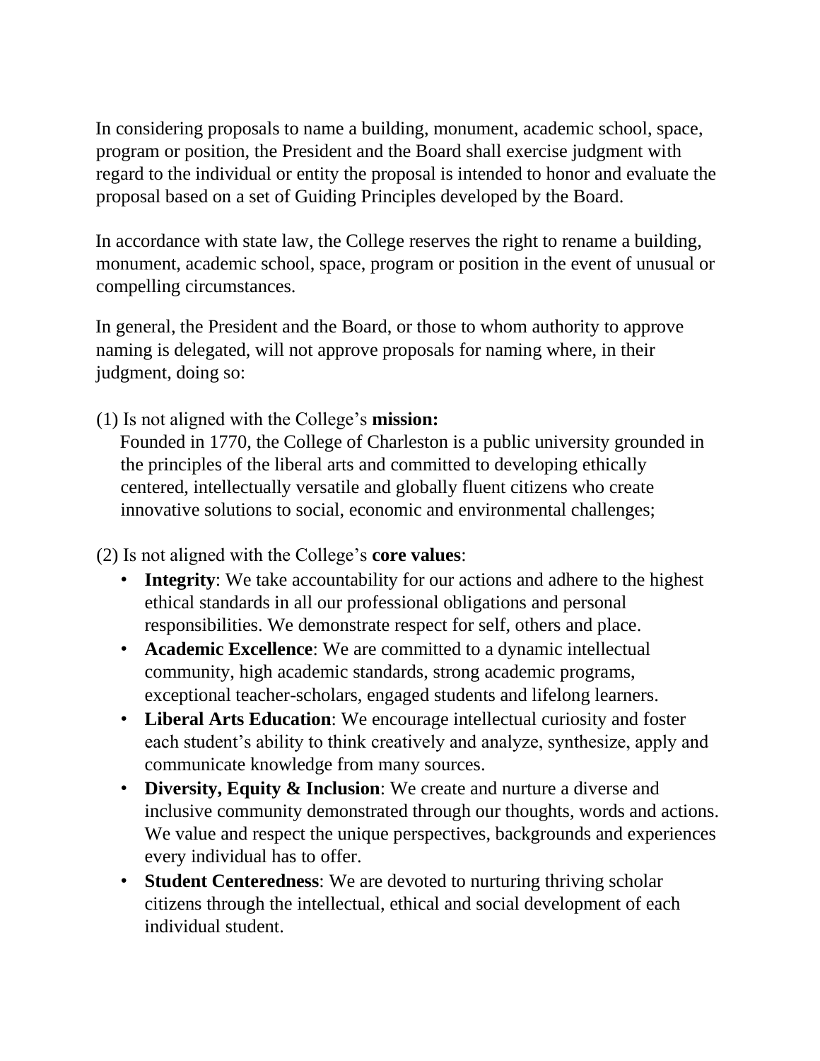In considering proposals to name a building, monument, academic school, space, program or position, the President and the Board shall exercise judgment with regard to the individual or entity the proposal is intended to honor and evaluate the proposal based on a set of Guiding Principles developed by the Board.

In accordance with state law, the College reserves the right to rename a building, monument, academic school, space, program or position in the event of unusual or compelling circumstances.

In general, the President and the Board, or those to whom authority to approve naming is delegated, will not approve proposals for naming where, in their judgment, doing so:

(1) Is not aligned with the College's **mission:**
Founded in 1770, the College of Charleston is a public university grounded in the principles of the liberal arts and committed to developing ethically centered, intellectually versatile and globally fluent citizens who create innovative solutions to social, economic and environmental challenges;

(2) Is not aligned with the College's **core values**:

- **Integrity**: We take accountability for our actions and adhere to the highest ethical standards in all our professional obligations and personal responsibilities. We demonstrate respect for self, others and place.
- **Academic Excellence**: We are committed to a dynamic intellectual community, high academic standards, strong academic programs, exceptional teacher-scholars, engaged students and lifelong learners.
- **Liberal Arts Education**: We encourage intellectual curiosity and foster each student's ability to think creatively and analyze, synthesize, apply and communicate knowledge from many sources.
- **Diversity, Equity & Inclusion**: We create and nurture a diverse and inclusive community demonstrated through our thoughts, words and actions. We value and respect the unique perspectives, backgrounds and experiences every individual has to offer.
- **Student Centeredness**: We are devoted to nurturing thriving scholar citizens through the intellectual, ethical and social development of each individual student.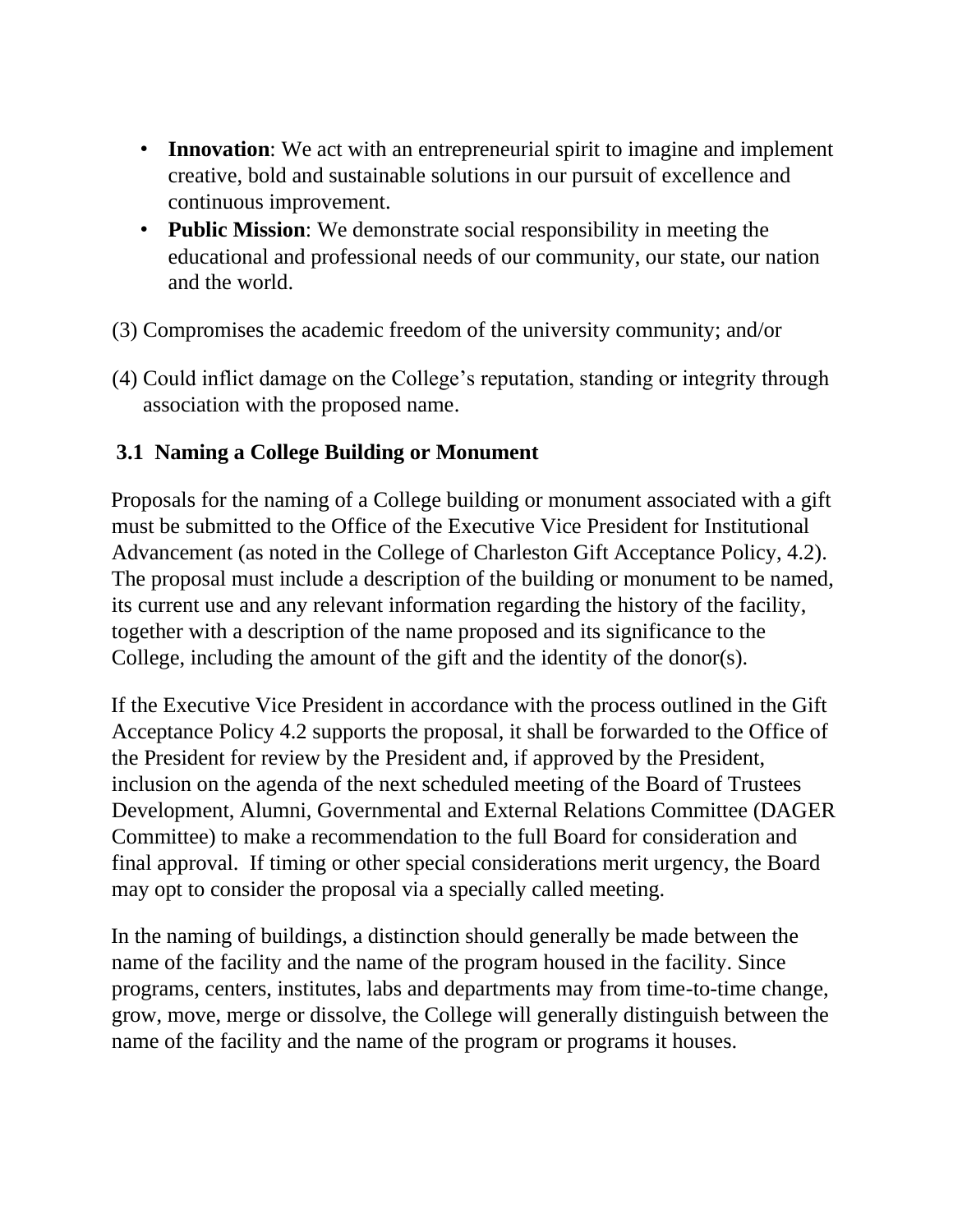- **Innovation**: We act with an entrepreneurial spirit to imagine and implement creative, bold and sustainable solutions in our pursuit of excellence and continuous improvement.
- **Public Mission**: We demonstrate social responsibility in meeting the educational and professional needs of our community, our state, our nation and the world.

(3) Compromises the academic freedom of the university community; and/or

(4) Could inflict damage on the College's reputation, standing or integrity through association with the proposed name.

### 3.1 Naming a College Building or Monument

Proposals for the naming of a College building or monument associated with a gift must be submitted to the Office of the Executive Vice President for Institutional Advancement (as noted in the College of Charleston Gift Acceptance Policy, 4.2). The proposal must include a description of the building or monument to be named, its current use and any relevant information regarding the history of the facility, together with a description of the name proposed and its significance to the College, including the amount of the gift and the identity of the donor(s).

If the Executive Vice President in accordance with the process outlined in the Gift Acceptance Policy 4.2 supports the proposal, it shall be forwarded to the Office of the President for review by the President and, if approved by the President, inclusion on the agenda of the next scheduled meeting of the Board of Trustees Development, Alumni, Governmental and External Relations Committee (DAGER Committee) to make a recommendation to the full Board for consideration and final approval. If timing or other special considerations merit urgency, the Board may opt to consider the proposal via a specially called meeting.

In the naming of buildings, a distinction should generally be made between the name of the facility and the name of the program housed in the facility. Since programs, centers, institutes, labs and departments may from time-to-time change, grow, move, merge or dissolve, the College will generally distinguish between the name of the facility and the name of the program or programs it houses.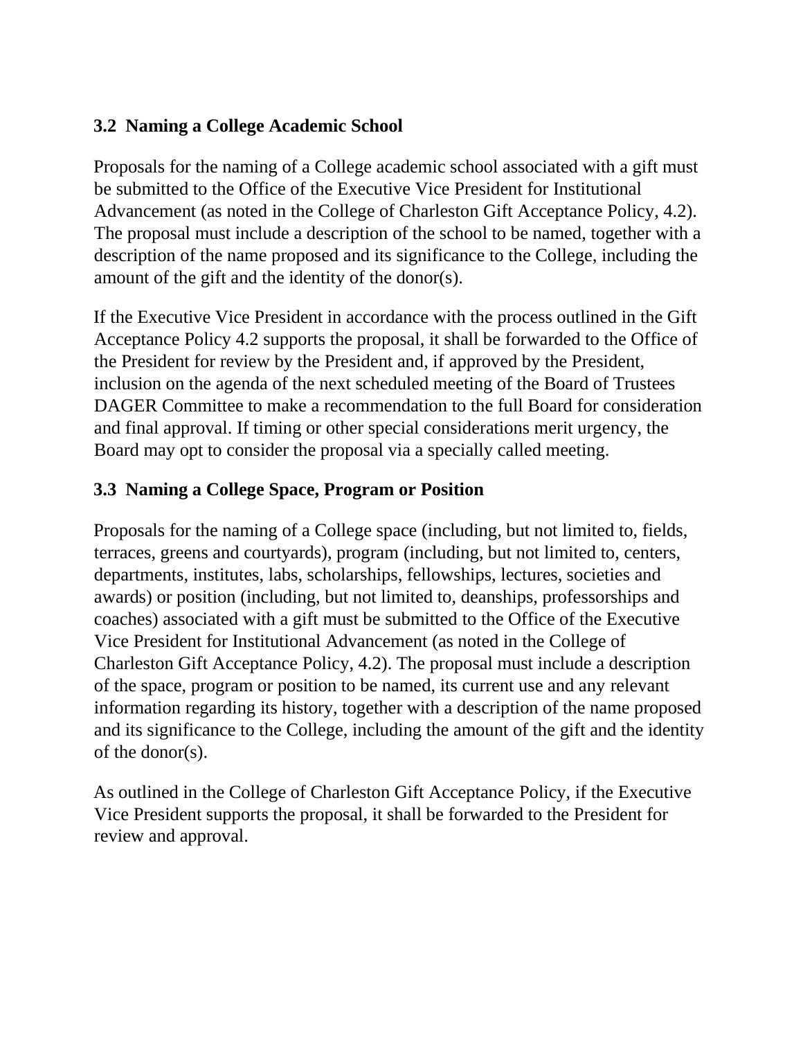### 3.2 Naming a College Academic School

Proposals for the naming of a College academic school associated with a gift must be submitted to the Office of the Executive Vice President for Institutional Advancement (as noted in the College of Charleston Gift Acceptance Policy, 4.2). The proposal must include a description of the school to be named, together with a description of the name proposed and its significance to the College, including the amount of the gift and the identity of the donor(s).

If the Executive Vice President in accordance with the process outlined in the Gift Acceptance Policy 4.2 supports the proposal, it shall be forwarded to the Office of the President for review by the President and, if approved by the President, inclusion on the agenda of the next scheduled meeting of the Board of Trustees DAGER Committee to make a recommendation to the full Board for consideration and final approval. If timing or other special considerations merit urgency, the Board may opt to consider the proposal via a specially called meeting.

### 3.3 Naming a College Space, Program or Position

Proposals for the naming of a College space (including, but not limited to, fields, terraces, greens and courtyards), program (including, but not limited to, centers, departments, institutes, labs, scholarships, fellowships, lectures, societies and awards) or position (including, but not limited to, deanships, professorships and coaches) associated with a gift must be submitted to the Office of the Executive Vice President for Institutional Advancement (as noted in the College of Charleston Gift Acceptance Policy, 4.2). The proposal must include a description of the space, program or position to be named, its current use and any relevant information regarding its history, together with a description of the name proposed and its significance to the College, including the amount of the gift and the identity of the donor(s).

As outlined in the College of Charleston Gift Acceptance Policy, if the Executive Vice President supports the proposal, it shall be forwarded to the President for review and approval.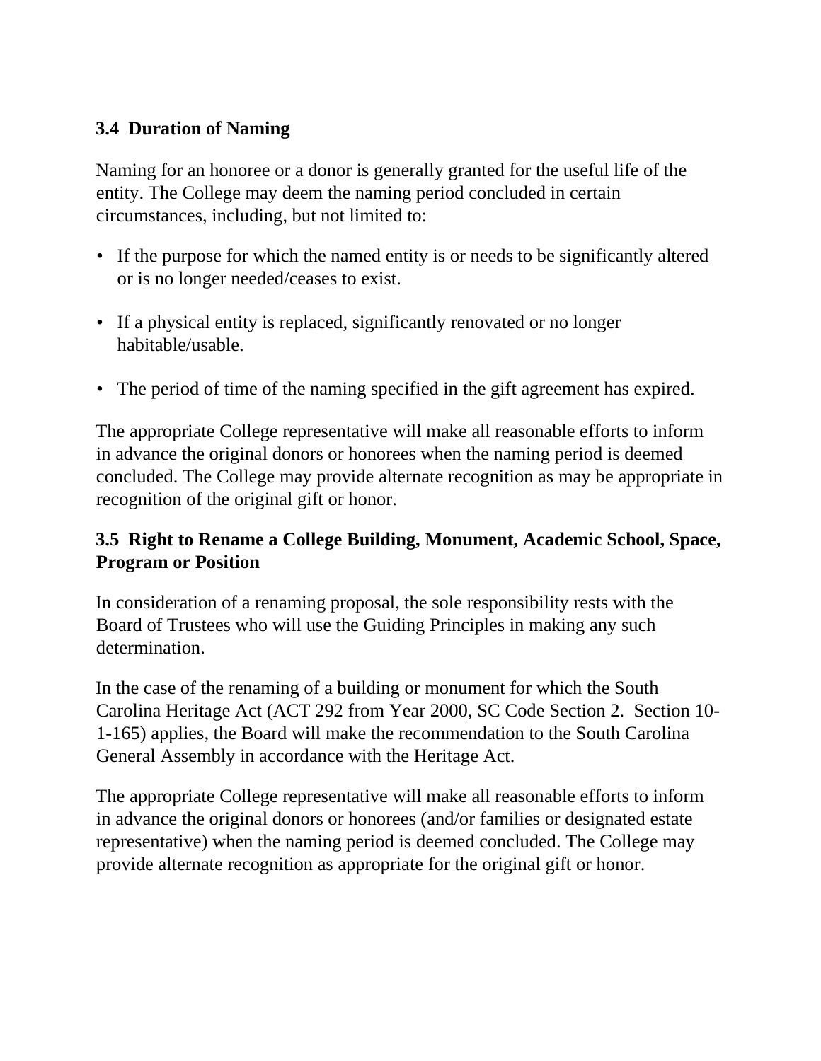### 3.4 Duration of Naming

Naming for an honoree or a donor is generally granted for the useful life of the entity. The College may deem the naming period concluded in certain circumstances, including, but not limited to:

- If the purpose for which the named entity is or needs to be significantly altered or is no longer needed/ceases to exist.
- If a physical entity is replaced, significantly renovated or no longer habitable/usable.
- The period of time of the naming specified in the gift agreement has expired.

The appropriate College representative will make all reasonable efforts to inform in advance the original donors or honorees when the naming period is deemed concluded. The College may provide alternate recognition as may be appropriate in recognition of the original gift or honor.

### 3.5 Right to Rename a College Building, Monument, Academic School, Space, Program or Position

In consideration of a renaming proposal, the sole responsibility rests with the Board of Trustees who will use the Guiding Principles in making any such determination.

In the case of the renaming of a building or monument for which the South Carolina Heritage Act (ACT 292 from Year 2000, SC Code Section 2. Section 10-1-165) applies, the Board will make the recommendation to the South Carolina General Assembly in accordance with the Heritage Act.

The appropriate College representative will make all reasonable efforts to inform in advance the original donors or honorees (and/or families or designated estate representative) when the naming period is deemed concluded. The College may provide alternate recognition as appropriate for the original gift or honor.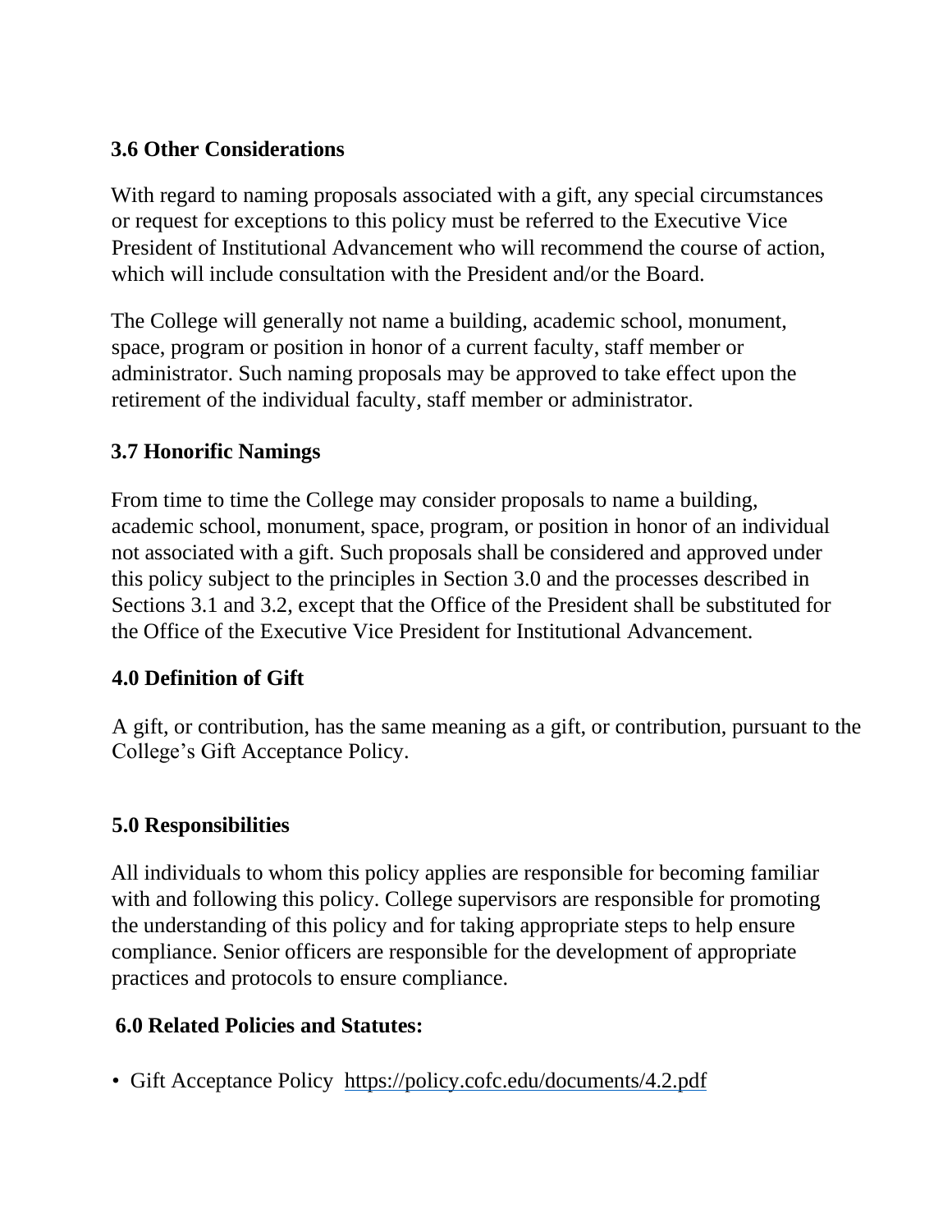### 3.6 Other Considerations

With regard to naming proposals associated with a gift, any special circumstances or request for exceptions to this policy must be referred to the Executive Vice President of Institutional Advancement who will recommend the course of action, which will include consultation with the President and/or the Board.

The College will generally not name a building, academic school, monument, space, program or position in honor of a current faculty, staff member or administrator. Such naming proposals may be approved to take effect upon the retirement of the individual faculty, staff member or administrator.

### 3.7 Honorific Namings

From time to time the College may consider proposals to name a building, academic school, monument, space, program, or position in honor of an individual not associated with a gift. Such proposals shall be considered and approved under this policy subject to the principles in Section 3.0 and the processes described in Sections 3.1 and 3.2, except that the Office of the President shall be substituted for the Office of the Executive Vice President for Institutional Advancement.

### 4.0 Definition of Gift

A gift, or contribution, has the same meaning as a gift, or contribution, pursuant to the College's Gift Acceptance Policy.

### 5.0 Responsibilities

All individuals to whom this policy applies are responsible for becoming familiar with and following this policy. College supervisors are responsible for promoting the understanding of this policy and for taking appropriate steps to help ensure compliance. Senior officers are responsible for the development of appropriate practices and protocols to ensure compliance.

### 6.0 Related Policies and Statutes:

- Gift Acceptance Policy https://policy.cofc.edu/documents/4.2.pdf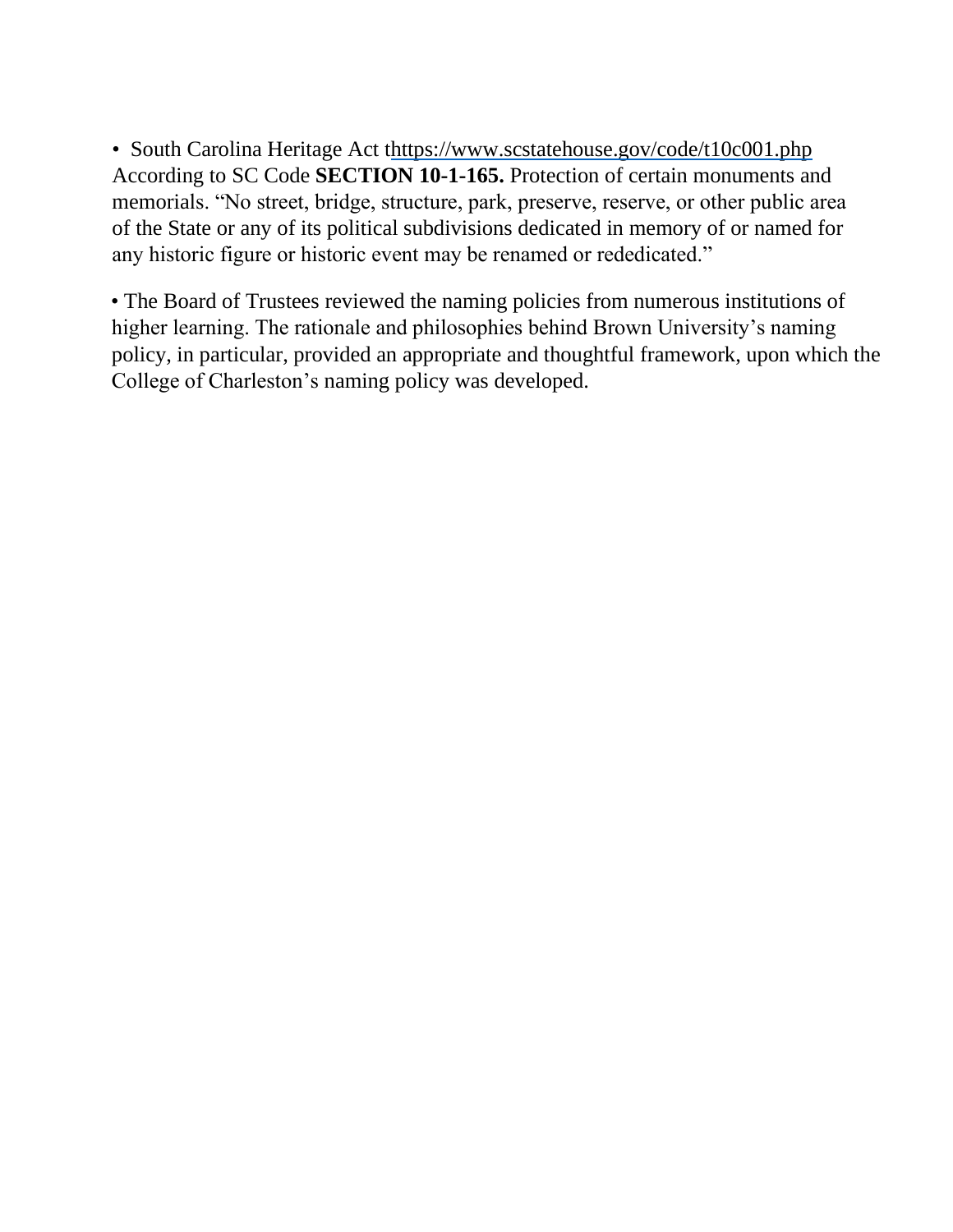- South Carolina Heritage Act thttps://www.scstatehouse.gov/code/t10c001.php According to SC Code **SECTION 10-1-165.** Protection of certain monuments and memorials. "No street, bridge, structure, park, preserve, reserve, or other public area of the State or any of its political subdivisions dedicated in memory of or named for any historic figure or historic event may be renamed or rededicated."

- The Board of Trustees reviewed the naming policies from numerous institutions of higher learning. The rationale and philosophies behind Brown University's naming policy, in particular, provided an appropriate and thoughtful framework, upon which the College of Charleston's naming policy was developed.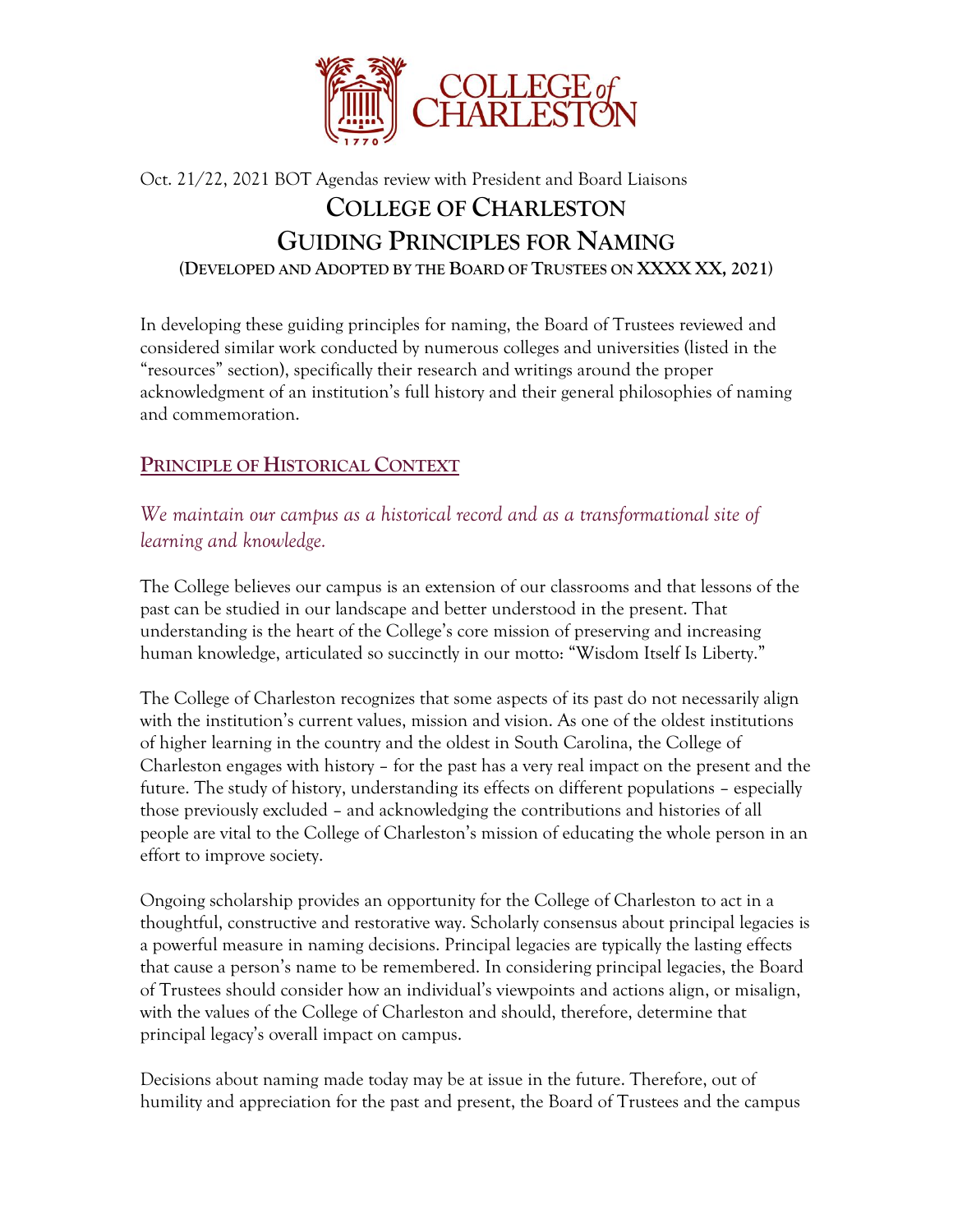Oct. 21/22, 2021 BOT Agendas review with President and Board Liaisons

# COLLEGE OF CHARLESTON
# GUIDING PRINCIPLES FOR NAMING

**(DEVELOPED AND ADOPTED BY THE BOARD OF TRUSTEES ON XXXX XX, 2021)**

In developing these guiding principles for naming, the Board of Trustees reviewed and considered similar work conducted by numerous colleges and universities (listed in the "resources" section), specifically their research and writings around the proper acknowledgment of an institution's full history and their general philosophies of naming and commemoration.

## PRINCIPLE OF HISTORICAL CONTEXT

*We maintain our campus as a historical record and as a transformational site of learning and knowledge.*

The College believes our campus is an extension of our classrooms and that lessons of the past can be studied in our landscape and better understood in the present. That understanding is the heart of the College's core mission of preserving and increasing human knowledge, articulated so succinctly in our motto: "Wisdom Itself Is Liberty."

The College of Charleston recognizes that some aspects of its past do not necessarily align with the institution's current values, mission and vision. As one of the oldest institutions of higher learning in the country and the oldest in South Carolina, the College of Charleston engages with history – for the past has a very real impact on the present and the future. The study of history, understanding its effects on different populations – especially those previously excluded – and acknowledging the contributions and histories of all people are vital to the College of Charleston's mission of educating the whole person in an effort to improve society.

Ongoing scholarship provides an opportunity for the College of Charleston to act in a thoughtful, constructive and restorative way. Scholarly consensus about principal legacies is a powerful measure in naming decisions. Principal legacies are typically the lasting effects that cause a person's name to be remembered. In considering principal legacies, the Board of Trustees should consider how an individual's viewpoints and actions align, or misalign, with the values of the College of Charleston and should, therefore, determine that principal legacy's overall impact on campus.

Decisions about naming made today may be at issue in the future. Therefore, out of humility and appreciation for the past and present, the Board of Trustees and the campus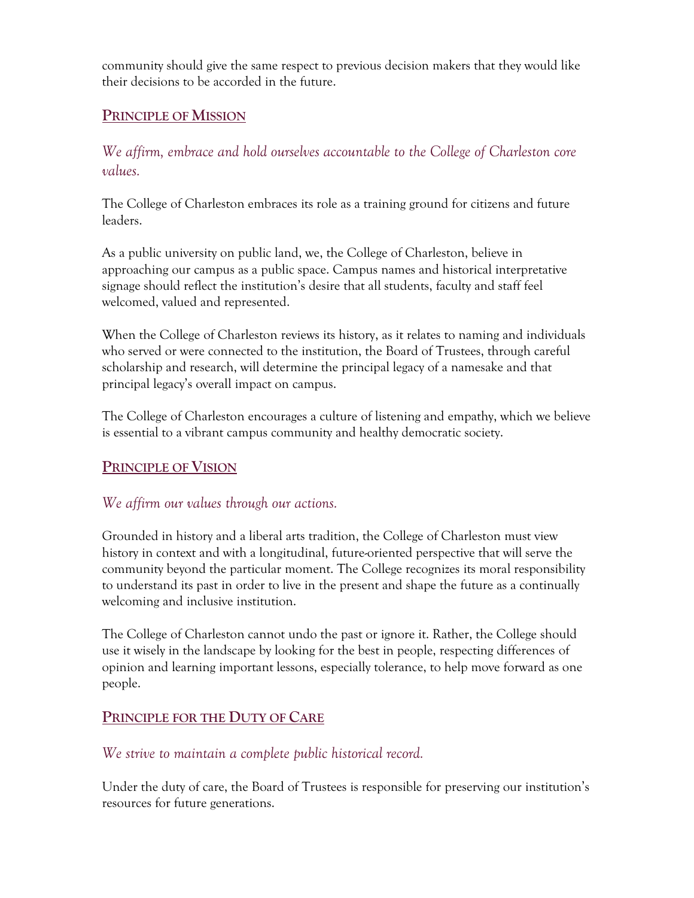community should give the same respect to previous decision makers that they would like their decisions to be accorded in the future.

## Principle of Mission

*We affirm, embrace and hold ourselves accountable to the College of Charleston core values.*

The College of Charleston embraces its role as a training ground for citizens and future leaders.

As a public university on public land, we, the College of Charleston, believe in approaching our campus as a public space. Campus names and historical interpretative signage should reflect the institution's desire that all students, faculty and staff feel welcomed, valued and represented.

When the College of Charleston reviews its history, as it relates to naming and individuals who served or were connected to the institution, the Board of Trustees, through careful scholarship and research, will determine the principal legacy of a namesake and that principal legacy's overall impact on campus.

The College of Charleston encourages a culture of listening and empathy, which we believe is essential to a vibrant campus community and healthy democratic society.

## Principle of Vision

*We affirm our values through our actions.*

Grounded in history and a liberal arts tradition, the College of Charleston must view history in context and with a longitudinal, future-oriented perspective that will serve the community beyond the particular moment. The College recognizes its moral responsibility to understand its past in order to live in the present and shape the future as a continually welcoming and inclusive institution.

The College of Charleston cannot undo the past or ignore it. Rather, the College should use it wisely in the landscape by looking for the best in people, respecting differences of opinion and learning important lessons, especially tolerance, to help move forward as one people.

## Principle for the Duty of Care

*We strive to maintain a complete public historical record.*

Under the duty of care, the Board of Trustees is responsible for preserving our institution's resources for future generations.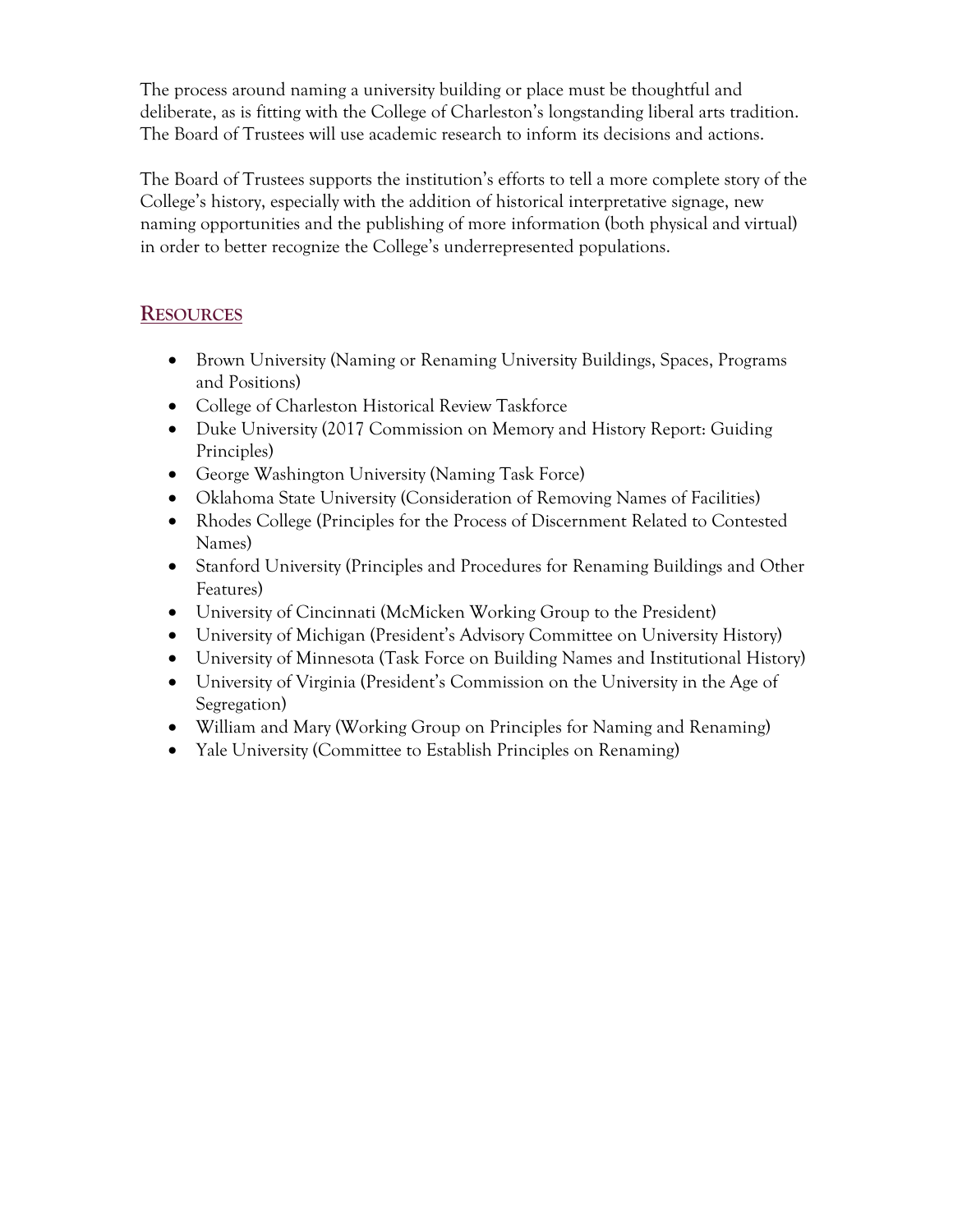The process around naming a university building or place must be thoughtful and deliberate, as is fitting with the College of Charleston's longstanding liberal arts tradition. The Board of Trustees will use academic research to inform its decisions and actions.

The Board of Trustees supports the institution's efforts to tell a more complete story of the College's history, especially with the addition of historical interpretative signage, new naming opportunities and the publishing of more information (both physical and virtual) in order to better recognize the College's underrepresented populations.

## RESOURCES

- Brown University (Naming or Renaming University Buildings, Spaces, Programs and Positions)
- College of Charleston Historical Review Taskforce
- Duke University (2017 Commission on Memory and History Report: Guiding Principles)
- George Washington University (Naming Task Force)
- Oklahoma State University (Consideration of Removing Names of Facilities)
- Rhodes College (Principles for the Process of Discernment Related to Contested Names)
- Stanford University (Principles and Procedures for Renaming Buildings and Other Features)
- University of Cincinnati (McMicken Working Group to the President)
- University of Michigan (President's Advisory Committee on University History)
- University of Minnesota (Task Force on Building Names and Institutional History)
- University of Virginia (President's Commission on the University in the Age of Segregation)
- William and Mary (Working Group on Principles for Naming and Renaming)
- Yale University (Committee to Establish Principles on Renaming)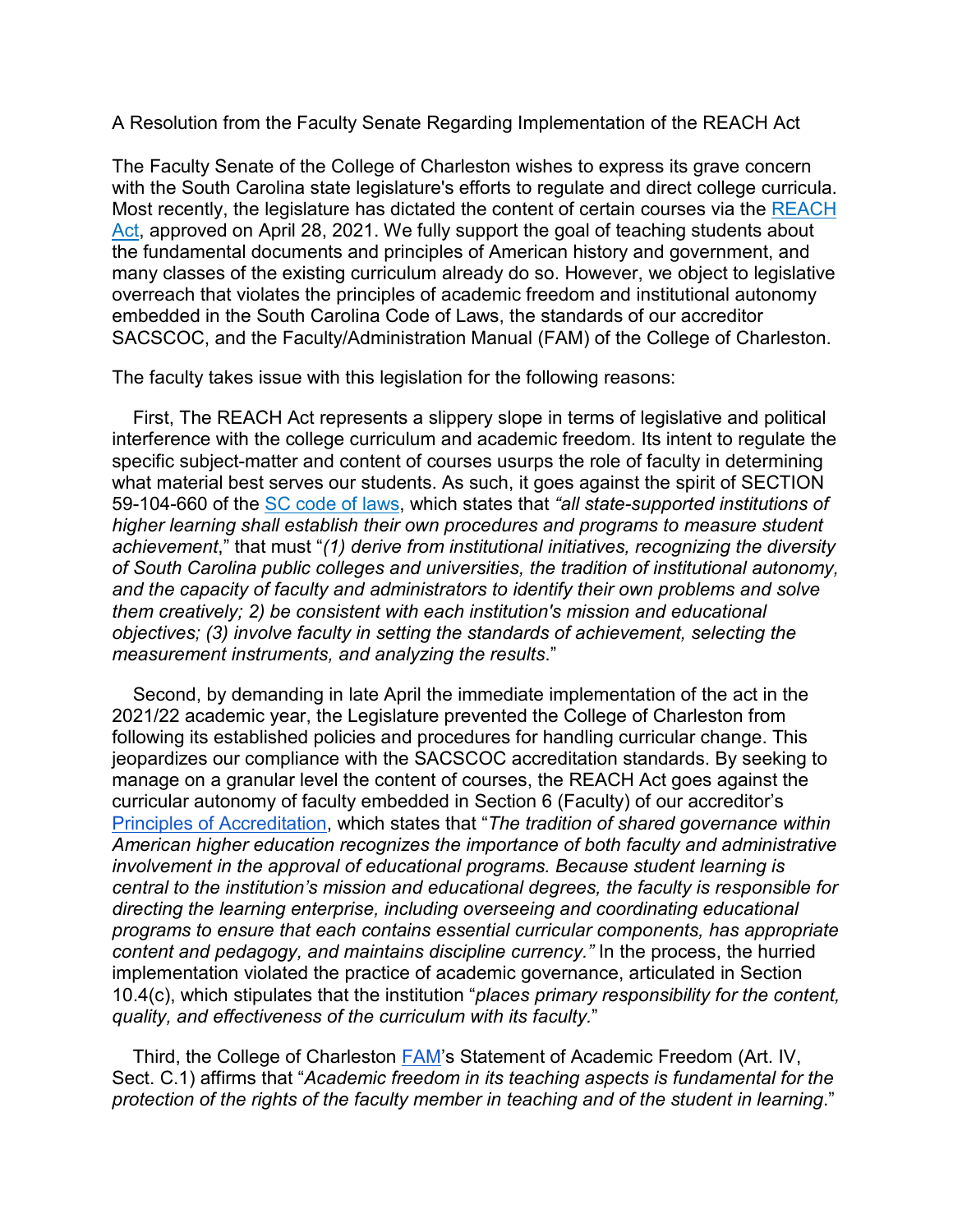A Resolution from the Faculty Senate Regarding Implementation of the REACH Act

The Faculty Senate of the College of Charleston wishes to express its grave concern with the South Carolina state legislature's efforts to regulate and direct college curricula. Most recently, the legislature has dictated the content of certain courses via the [REACH Act](), approved on April 28, 2021. We fully support the goal of teaching students about the fundamental documents and principles of American history and government, and many classes of the existing curriculum already do so. However, we object to legislative overreach that violates the principles of academic freedom and institutional autonomy embedded in the South Carolina Code of Laws, the standards of our accreditor SACSCOC, and the Faculty/Administration Manual (FAM) of the College of Charleston.

The faculty takes issue with this legislation for the following reasons:

First, The REACH Act represents a slippery slope in terms of legislative and political interference with the college curriculum and academic freedom. Its intent to regulate the specific subject-matter and content of courses usurps the role of faculty in determining what material best serves our students. As such, it goes against the spirit of SECTION 59-104-660 of the [SC code of laws](), which states that *"all state-supported institutions of higher learning shall establish their own procedures and programs to measure student achievement*," that must "*(1) derive from institutional initiatives, recognizing the diversity of South Carolina public colleges and universities, the tradition of institutional autonomy, and the capacity of faculty and administrators to identify their own problems and solve them creatively; 2) be consistent with each institution's mission and educational objectives; (3) involve faculty in setting the standards of achievement, selecting the measurement instruments, and analyzing the results*."

Second, by demanding in late April the immediate implementation of the act in the 2021/22 academic year, the Legislature prevented the College of Charleston from following its established policies and procedures for handling curricular change. This jeopardizes our compliance with the SACSCOC accreditation standards. By seeking to manage on a granular level the content of courses, the REACH Act goes against the curricular autonomy of faculty embedded in Section 6 (Faculty) of our accreditor's [Principles of Accreditation](), which states that "*The tradition of shared governance within American higher education recognizes the importance of both faculty and administrative involvement in the approval of educational programs. Because student learning is central to the institution's mission and educational degrees, the faculty is responsible for directing the learning enterprise, including overseeing and coordinating educational programs to ensure that each contains essential curricular components, has appropriate content and pedagogy, and maintains discipline currency.*" In the process, the hurried implementation violated the practice of academic governance, articulated in Section 10.4(c), which stipulates that the institution "*places primary responsibility for the content, quality, and effectiveness of the curriculum with its faculty.*"

Third, the College of Charleston [FAM]()'s Statement of Academic Freedom (Art. IV, Sect. C.1) affirms that "*Academic freedom in its teaching aspects is fundamental for the protection of the rights of the faculty member in teaching and of the student in learning*."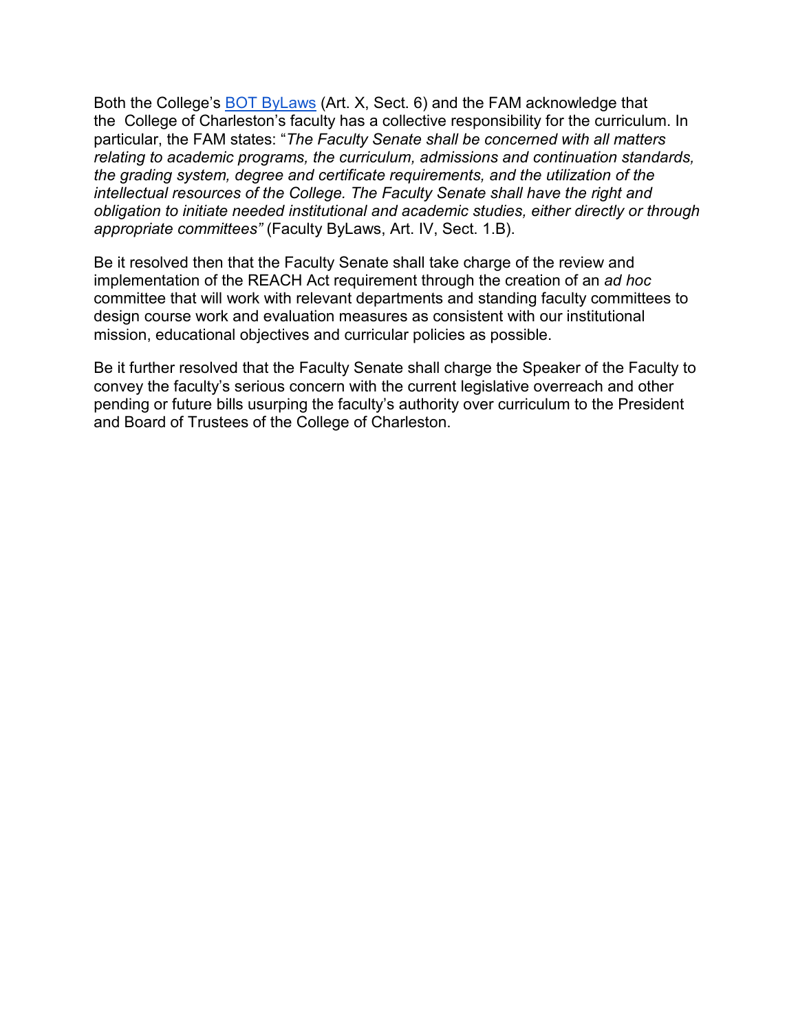Both the College's BOT ByLaws (Art. X, Sect. 6) and the FAM acknowledge that the College of Charleston's faculty has a collective responsibility for the curriculum. In particular, the FAM states: "*The Faculty Senate shall be concerned with all matters relating to academic programs, the curriculum, admissions and continuation standards, the grading system, degree and certificate requirements, and the utilization of the intellectual resources of the College. The Faculty Senate shall have the right and obligation to initiate needed institutional and academic studies, either directly or through appropriate committees"* (Faculty ByLaws, Art. IV, Sect. 1.B).

Be it resolved then that the Faculty Senate shall take charge of the review and implementation of the REACH Act requirement through the creation of an *ad hoc* committee that will work with relevant departments and standing faculty committees to design course work and evaluation measures as consistent with our institutional mission, educational objectives and curricular policies as possible.

Be it further resolved that the Faculty Senate shall charge the Speaker of the Faculty to convey the faculty's serious concern with the current legislative overreach and other pending or future bills usurping the faculty's authority over curriculum to the President and Board of Trustees of the College of Charleston.